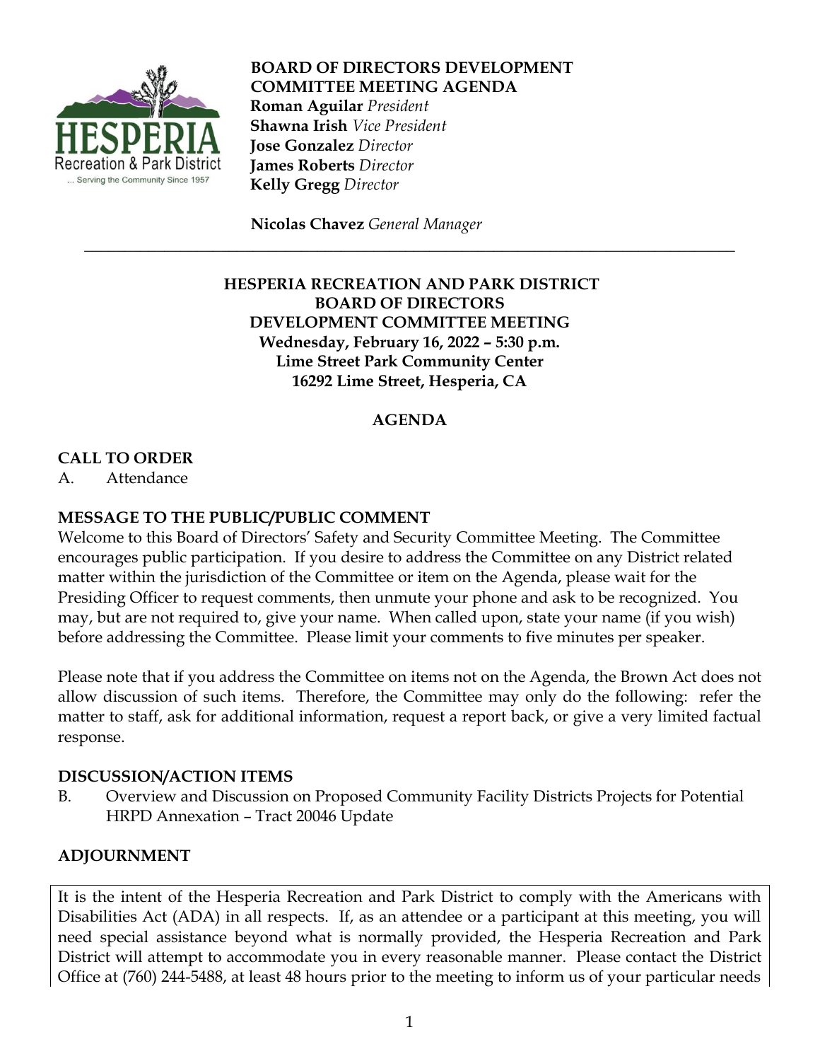**BOARD OF DIRECTORS DEVELOPMENT COMMITTEE MEETING AGENDA**

**Roman Aguilar** *President*
**Shawna Irish** *Vice President*
**Jose Gonzalez** *Director*
**James Roberts** *Director*
**Kelly Gregg** *Director*

**Nicolas Chavez** *General Manager*

---

**HESPERIA RECREATION AND PARK DISTRICT**
**BOARD OF DIRECTORS**
**DEVELOPMENT COMMITTEE MEETING**
**Wednesday, February 16, 2022 – 5:30 p.m.**
**Lime Street Park Community Center**
**16292 Lime Street, Hesperia, CA**

## AGENDA

### CALL TO ORDER

A. Attendance

### MESSAGE TO THE PUBLIC/PUBLIC COMMENT

Welcome to this Board of Directors' Safety and Security Committee Meeting. The Committee encourages public participation. If you desire to address the Committee on any District related matter within the jurisdiction of the Committee or item on the Agenda, please wait for the Presiding Officer to request comments, then unmute your phone and ask to be recognized. You may, but are not required to, give your name. When called upon, state your name (if you wish) before addressing the Committee. Please limit your comments to five minutes per speaker.

Please note that if you address the Committee on items not on the Agenda, the Brown Act does not allow discussion of such items. Therefore, the Committee may only do the following: refer the matter to staff, ask for additional information, request a report back, or give a very limited factual response.

### DISCUSSION/ACTION ITEMS

B. Overview and Discussion on Proposed Community Facility Districts Projects for Potential HRPD Annexation – Tract 20046 Update

### ADJOURNMENT

It is the intent of the Hesperia Recreation and Park District to comply with the Americans with Disabilities Act (ADA) in all respects. If, as an attendee or a participant at this meeting, you will need special assistance beyond what is normally provided, the Hesperia Recreation and Park District will attempt to accommodate you in every reasonable manner. Please contact the District Office at (760) 244-5488, at least 48 hours prior to the meeting to inform us of your particular needs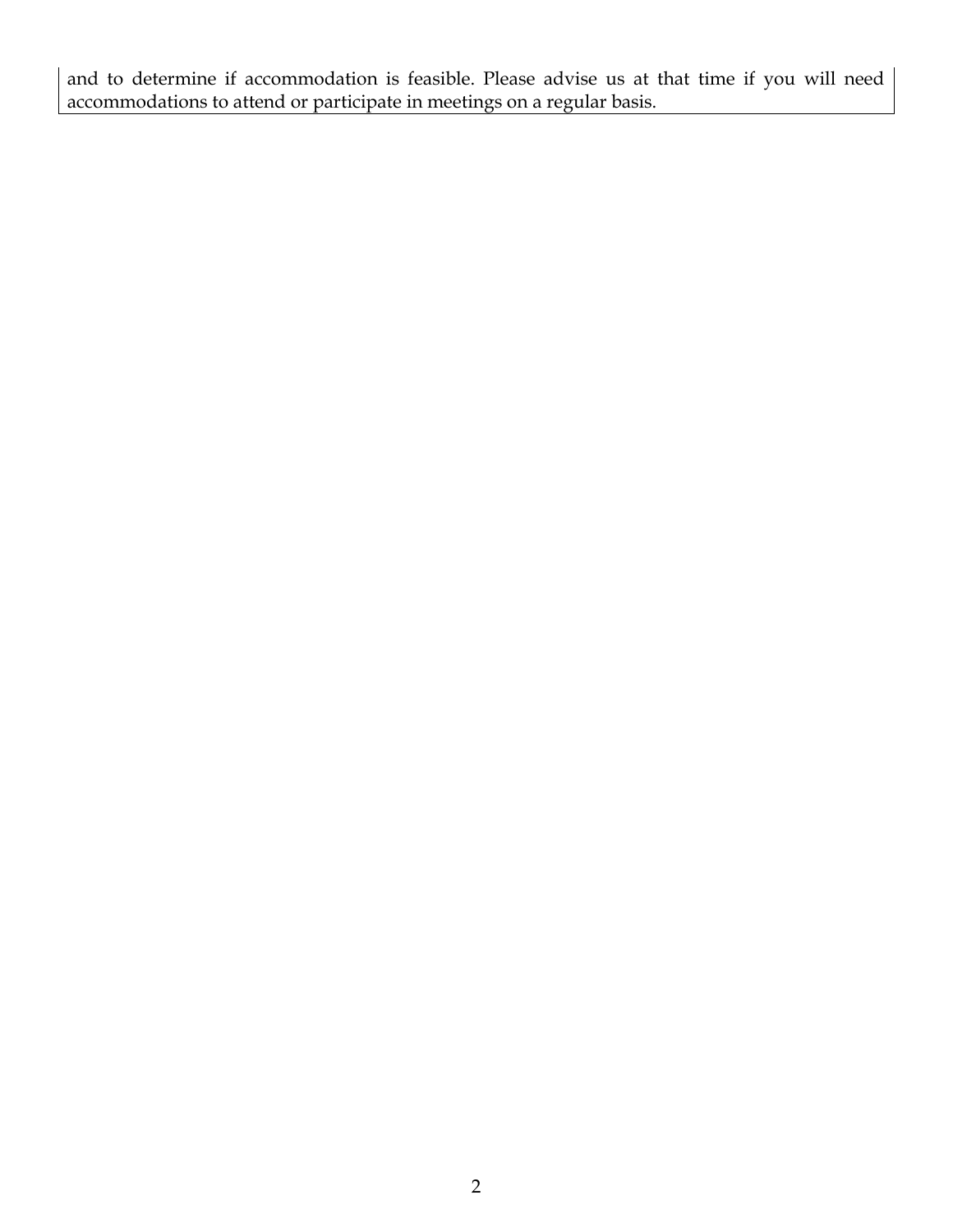and to determine if accommodation is feasible. Please advise us at that time if you will need accommodations to attend or participate in meetings on a regular basis.